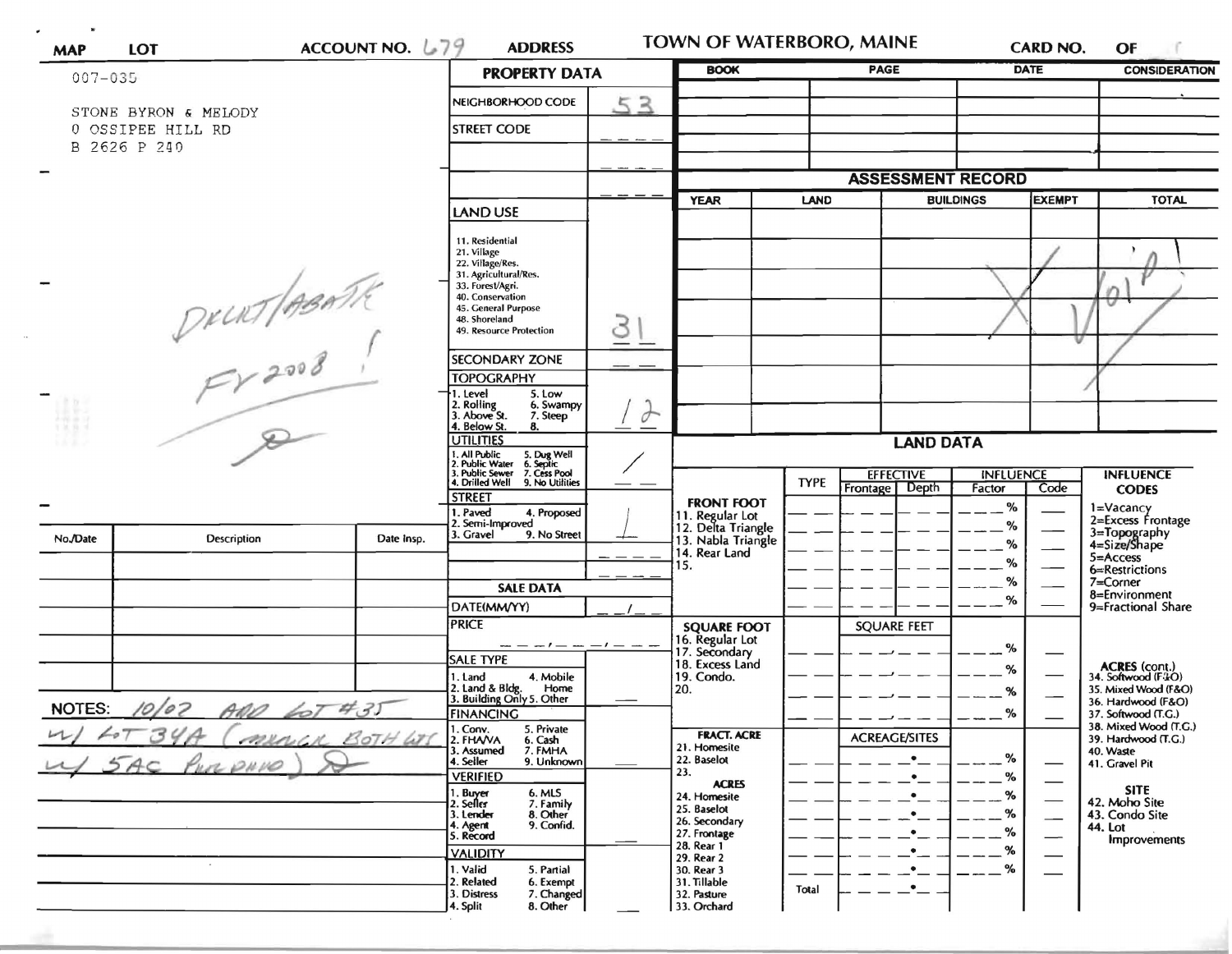# TOWN OF WATERBORO, MAINE

**MAP** **LOT** **ACCOUNT NO.** 679 **ADDRESS** **CARD NO.** **OF**

007-035

STONE BYRON & MELODY
0 OSSIPEE HILL RD
B 2626 P 240

DELETE/ABATE
FY 2008 !

## PROPERTY DATA

| Field | Value |
|---|---|
| NEIGHBORHOOD CODE | 53 |
| STREET CODE | |
| LAND USE (11. Residential, 21. Village, 22. Village/Res., 31. Agricultural/Res., 33. Forest/Agri., 40. Conservation, 45. General Purpose, 48. Shoreland, 49. Resource Protection) | 31 |
| SECONDARY ZONE | |
| TOPOGRAPHY (1. Level, 2. Rolling, 3. Above St., 4. Below St., 5. Low, 6. Swampy, 7. Steep, 8.) | 1 2 |
| UTILITIES (1. All Public, 2. Public Water, 3. Public Sewer, 4. Drilled Well, 5. Dug Well, 6. Septic, 7. Cess Pool, 9. No Utilities) | / |
| STREET (1. Paved, 2. Semi-Improved, 3. Gravel, 4. Proposed, 9. No Street) | 1 |

### SALE DATA

| Field | Value |
|---|---|
| DATE(MM/YY) | |
| PRICE | |
| SALE TYPE (1. Land, 2. Land & Bldg., 3. Building Only, 4. Mobile Home, 5. Other) | |
| FINANCING (1. Conv., 2. FHA/VA, 3. Assumed, 4. Seller, 5. Private, 6. Cash, 7. FMHA, 9. Unknown) | |
| VERIFIED (1. Buyer, 2. Seller, 3. Lender, 4. Agent, 5. Record, 6. MLS, 7. Family, 8. Other, 9. Confid.) | |
| VALIDITY (1. Valid, 2. Related, 3. Distress, 4. Split, 5. Partial, 6. Exempt, 7. Changed, 8. Other) | |

| BOOK | PAGE | DATE | CONSIDERATION |
|---|---|---|---|
| | | | |

## ASSESSMENT RECORD

| YEAR | LAND | BUILDINGS | EXEMPT | TOTAL |
|---|---|---|---|---|
| | | | | |

Void!

## LAND DATA

| | TYPE | EFFECTIVE Frontage | EFFECTIVE Depth | INFLUENCE Factor | INFLUENCE Code |
|---|---|---|---|---|---|
| FRONT FOOT: 11. Regular Lot, 12. Delta Triangle, 13. Nabla Triangle, 14. Rear Land, 15. | | | | % | |
| SQUARE FOOT: 16. Regular Lot, 17. Secondary, 18. Excess Land, 19. Condo., 20. | | SQUARE FEET | | % | |
| FRACT. ACRE: 21. Homesite, 22. Baselot, 23. | | ACREAGE/SITES | | % | |
| ACRES: 24. Homesite, 25. Baselot, 26. Secondary, 27. Frontage, 28. Rear 1, 29. Rear 2, 30. Rear 3, 31. Tillable, 32. Pasture, 33. Orchard | Total | | | % | |

**INFLUENCE CODES**
1=Vacancy
2=Excess Frontage
3=Topography
4=Size/Shape
5=Access
6=Restrictions
7=Corner
8=Environment
9=Fractional Share

**ACRES (cont.)**
34. Softwood (F&O)
35. Mixed Wood (F&O)
36. Hardwood (F&O)
37. Softwood (T.G.)
38. Mixed Wood (T.G.)
39. Hardwood (T.G.)
40. Waste
41. Gravel Pit

**SITE**
42. Moho Site
43. Condo Site
44. Lot Improvements

| No./Date | Description | Date Insp. |
|---|---|---|
| | | |

NOTES: 10/07 ADD LOT #35 w/ LOT 34A (MERGE BOTH LOTS w/ 5AC PURCHASED)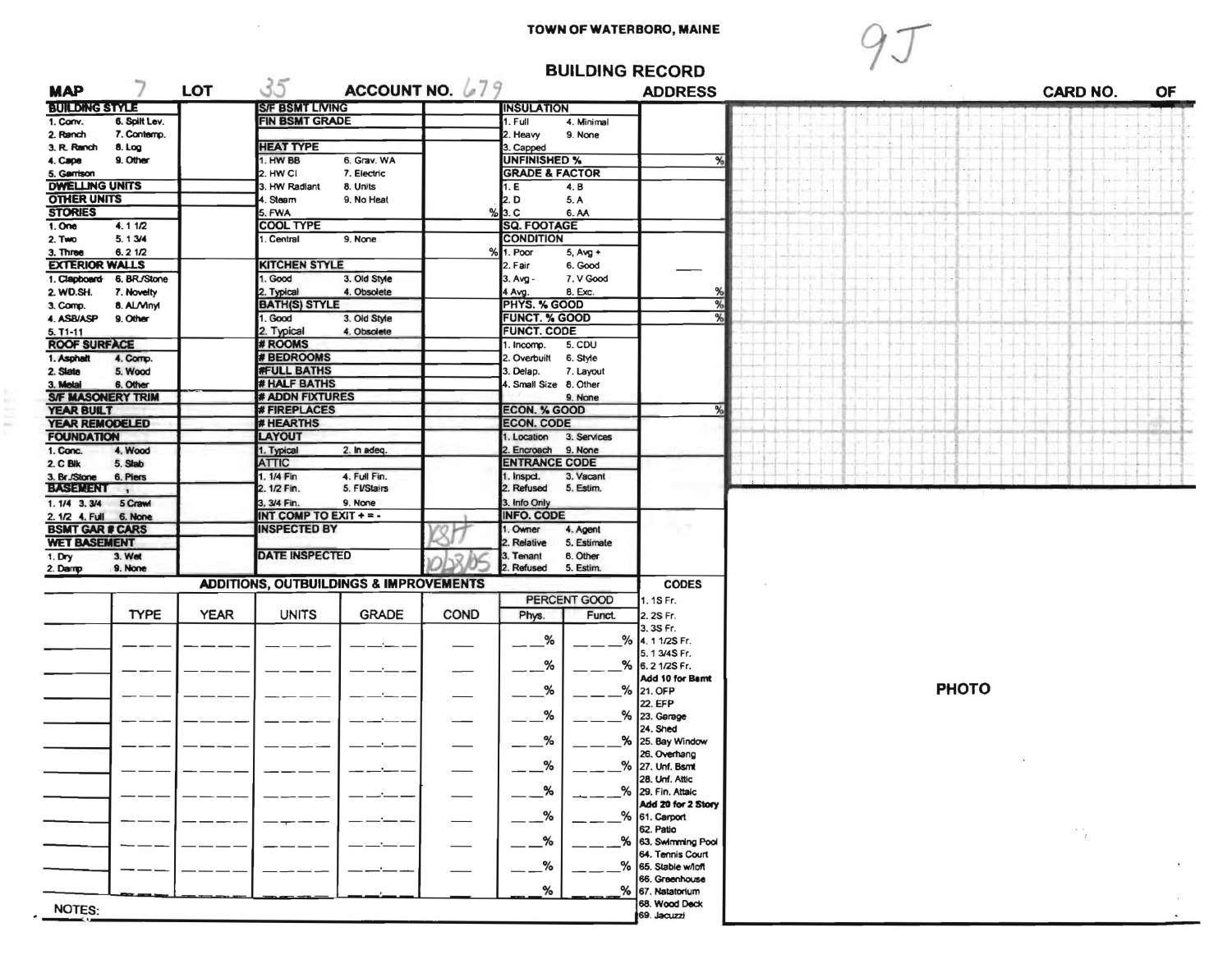TOWN OF WATERBORO, MAINE

9J

## BUILDING RECORD

MAP 7 LOT 35 ACCOUNT NO. 679 ADDRESS CARD NO. OF

| | | | | | |
|---|---|---|---|---|---|
| **BUILDING STYLE** | | **S/F BSMT LIVING** | | **INSULATION** | |
| 1. Conv. 6. Split Lev. | | **FIN BSMT GRADE** | | 1. Full 4. Minimal | |
| 2. Ranch 7. Contemp. | | | | 2. Heavy 9. None | |
| 3. R. Ranch 8. Log | | **HEAT TYPE** | | 3. Capped | |
| 4. Cape 9. Other | | 1. HW BB 6. Grav. WA | | **UNFINISHED %** | % |
| 5. Garrison | | 2. HW CI 7. Electric | | **GRADE & FACTOR** | |
| **DWELLING UNITS** | | 3. HW Radiant 8. Units | | 1. E 4. B | |
| **OTHER UNITS** | | 4. Steam 9. No Heat | | 2. D 5. A | |
| **STORIES** | | 5. FWA | % | 3. C 6. AA | |
| 1. One 4. 1 1/2 | | **COOL TYPE** | | **SQ. FOOTAGE** | |
| 2. Two 5. 1 3/4 | | 1. Central 9. None | | **CONDITION** | |
| 3. Three 6. 2 1/2 | | | % | 1. Poor 5. Avg + | |
| **EXTERIOR WALLS** | | **KITCHEN STYLE** | | 2. Fair 6. Good | |
| 1. Clapboard 6. BR./Stone | | 1. Good 3. Old Style | | 3. Avg - 7. V Good | |
| 2. WD.SH. 7. Novelty | | 2. Typical 4. Obsolete | | 4. Avg. 8. Exc. | % |
| 3. Comp. 8. AL/Vinyl | | **BATH(S) STYLE** | | **PHYS. % GOOD** | % |
| 4. ASB/ASP 9. Other | | 1. Good 3. Old Style | | **FUNCT. % GOOD** | % |
| 5. T1-11 | | 2. Typical 4. Obsolete | | **FUNCT. CODE** | |
| **ROOF SURFACE** | | **# ROOMS** | | 1. Incomp. 5. CDU | |
| 1. Asphalt 4. Comp. | | **# BEDROOMS** | | 2. Overbuilt 6. Style | |
| 2. Slate 5. Wood | | **#FULL BATHS** | | 3. Delap. 7. Layout | |
| 3. Metal 6. Other | | **# HALF BATHS** | | 4. Small Size 8. Other | |
| **S/F MASONERY TRIM** | | **# ADDN FIXTURES** | | 9. None | |
| **YEAR BUILT** | | **# FIREPLACES** | | **ECON. % GOOD** | % |
| **YEAR REMODELED** | | **# HEARTHS** | | **ECON. CODE** | |
| **FOUNDATION** | | **LAYOUT** | | 1. Location 3. Services | |
| 1. Conc. 4. Wood | | 1. Typical 2. In adeq. | | 2. Encroach 9. None | |
| 2. C Blk 5. Slab | | **ATTIC** | | **ENTRANCE CODE** | |
| 3. Br./Stone 6. Piers | | 1. 1/4 Fin 4. Full Fin. | | 1. Inspct. 3. Vacant | |
| **BASEMENT** | | 2. 1/2 Fin. 5. Fl/Stairs | | 2. Refused 5. Estim. | |
| 1. 1/4 3. 3/4 5 Crawl | | 3. 3/4 Fin. 9. None | | 3. Info Only | |
| 2. 1/2 4. Full 6. None | | **INT COMP TO EXIT + = -** | | **INFO. CODE** | |
| **BSMT GAR # CARS** | | **INSPECTED BY** | KSH | 1. Owner 4. Agent | |
| **WET BASEMENT** | | | | 2. Relative 5. Estimate | |
| 1. Dry 3. Wet | | **DATE INSPECTED** | 10/28/05 | 3. Tenant 6. Other | |
| 2. Damp 9. None | | | | 2. Refused 5. Estim. | |

### ADDITIONS, OUTBUILDINGS & IMPROVEMENTS

| | TYPE | YEAR | UNITS | GRADE | COND | PERCENT GOOD Phys. | Funct. |
|---|---|---|---|---|---|---|---|
| | | | | | | % | % |
| | | | | | | % | % |
| | | | | | | % | % |
| | | | | | | % | % |
| | | | | | | % | % |
| | | | | | | % | % |
| | | | | | | % | % |
| | | | | | | % | % |
| | | | | | | % | % |
| | | | | | | % | % |
| | | | | | | % | % |

**CODES**
1. 1S Fr.
2. 2S Fr.
3. 3S Fr.
4. 1 1/2S Fr.
5. 1 3/4S Fr.
6. 2 1/2S Fr.
**Add 10 for Bsmt**
21. OFP
22. EFP
23. Garage
24. Shed
25. Bay Window
26. Overhang
27. Unf. Bsmt
28. Unf. Attic
29. Fin. Attaic
**Add 20 for 2 Story**
61. Carport
62. Patio
63. Swimming Pool
64. Tennis Court
65. Stable w/loft
66. Greenhouse
67. Natatorium
68. Wood Deck
69. Jacuzzi

PHOTO

NOTES: